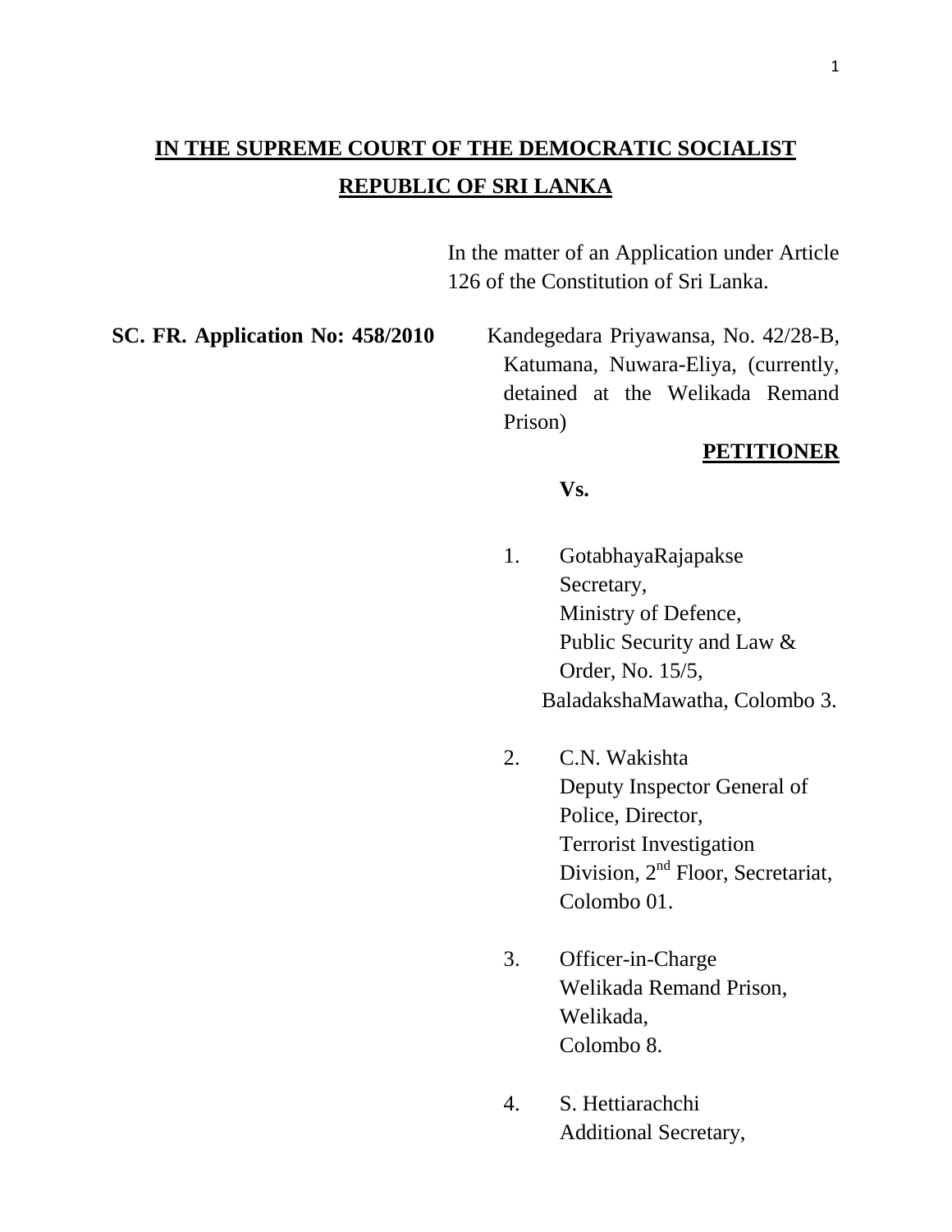**IN THE SUPREME COURT OF THE DEMOCRATIC SOCIALIST REPUBLIC OF SRI LANKA**

In the matter of an Application under Article 126 of the Constitution of Sri Lanka.

**SC. FR. Application No: 458/2010**

Kandegedara Priyawansa, No. 42/28-B, Katumana, Nuwara-Eliya, (currently, detained at the Welikada Remand Prison)

**PETITIONER**

**Vs.**

1. GotabhayaRajapakse
   Secretary,
   Ministry of Defence,
   Public Security and Law & Order, No. 15/5,
   BaladakshaMawatha, Colombo 3.

2. C.N. Wakishta
   Deputy Inspector General of Police, Director,
   Terrorist Investigation Division, 2nd Floor, Secretariat, Colombo 01.

3. Officer-in-Charge
   Welikada Remand Prison,
   Welikada,
   Colombo 8.

4. S. Hettiarachchi
   Additional Secretary,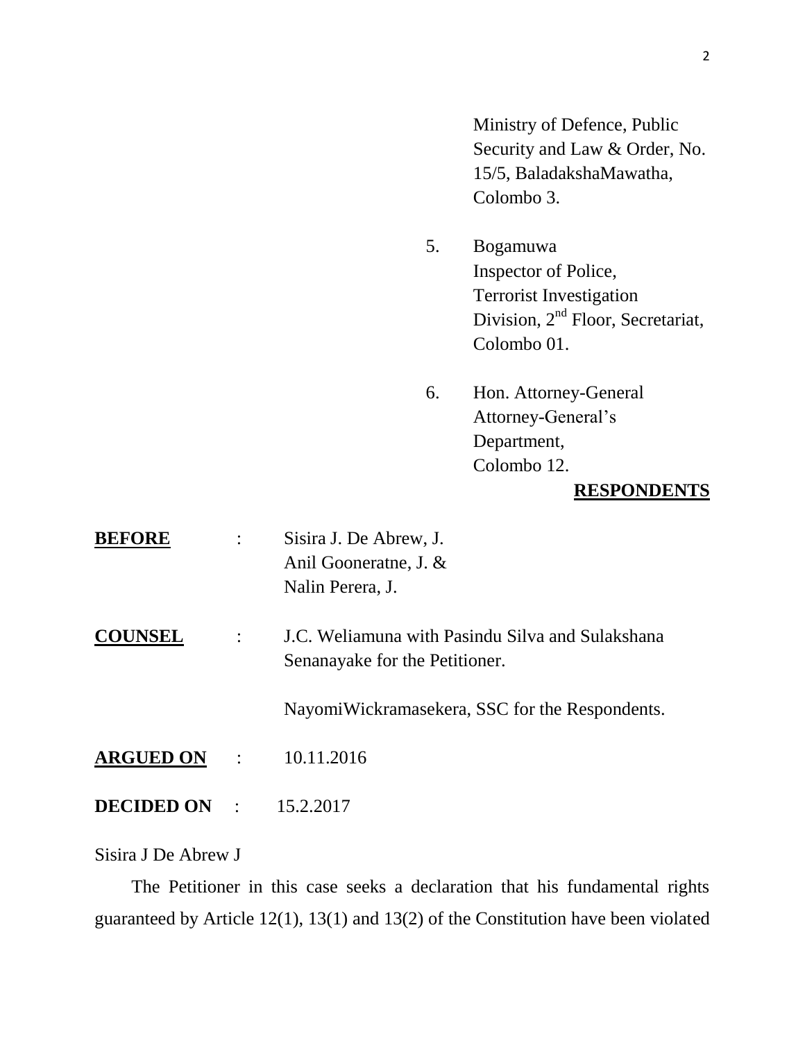Ministry of Defence, Public Security and Law & Order, No. 15/5, BaladakshaMawatha, Colombo 3.

5. Bogamuwa
Inspector of Police,
Terrorist Investigation Division, 2nd Floor, Secretariat,
Colombo 01.

6. Hon. Attorney-General
Attorney-General's Department,
Colombo 12.

**RESPONDENTS**

**BEFORE** : Sisira J. De Abrew, J.
Anil Gooneratne, J. &
Nalin Perera, J.

**COUNSEL** : J.C. Weliamuna with Pasindu Silva and Sulakshana Senanayake for the Petitioner.

NayomiWickramasekera, SSC for the Respondents.

**ARGUED ON** : 10.11.2016

**DECIDED ON** : 15.2.2017

Sisira J De Abrew J

The Petitioner in this case seeks a declaration that his fundamental rights guaranteed by Article 12(1), 13(1) and 13(2) of the Constitution have been violated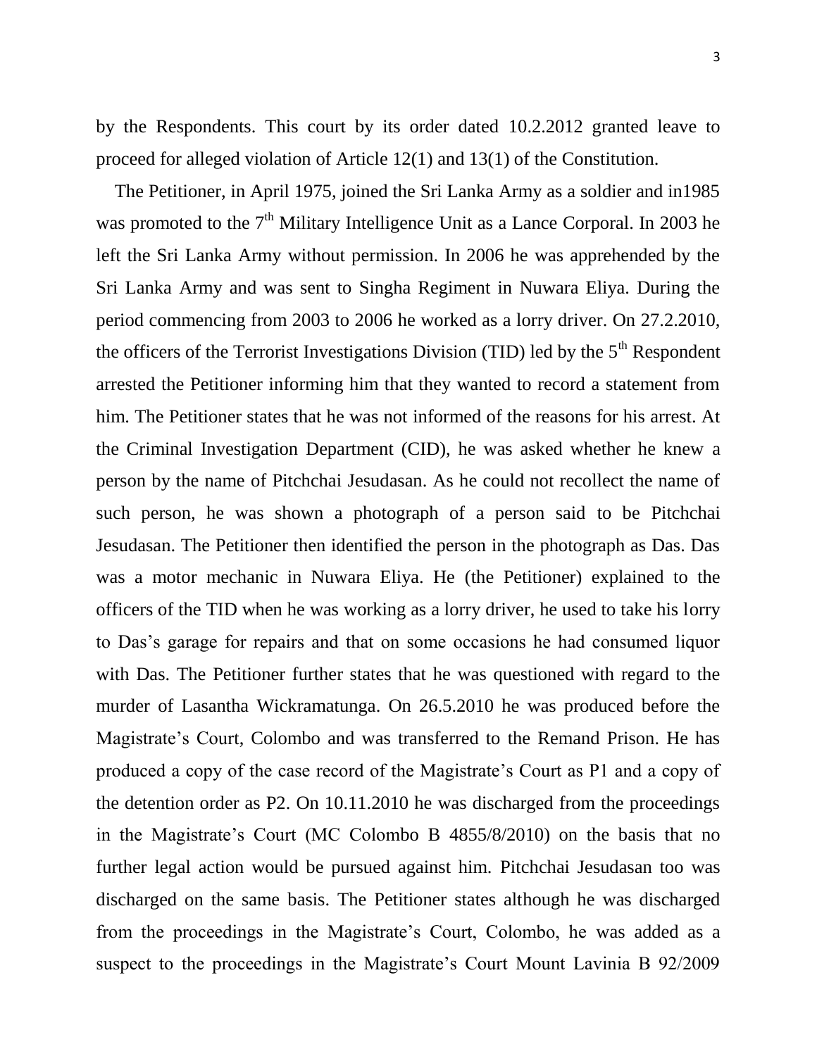by the Respondents. This court by its order dated 10.2.2012 granted leave to proceed for alleged violation of Article 12(1) and 13(1) of the Constitution.

The Petitioner, in April 1975, joined the Sri Lanka Army as a soldier and in1985 was promoted to the 7th Military Intelligence Unit as a Lance Corporal. In 2003 he left the Sri Lanka Army without permission. In 2006 he was apprehended by the Sri Lanka Army and was sent to Singha Regiment in Nuwara Eliya. During the period commencing from 2003 to 2006 he worked as a lorry driver. On 27.2.2010, the officers of the Terrorist Investigations Division (TID) led by the 5th Respondent arrested the Petitioner informing him that they wanted to record a statement from him. The Petitioner states that he was not informed of the reasons for his arrest. At the Criminal Investigation Department (CID), he was asked whether he knew a person by the name of Pitchchai Jesudasan. As he could not recollect the name of such person, he was shown a photograph of a person said to be Pitchchai Jesudasan. The Petitioner then identified the person in the photograph as Das. Das was a motor mechanic in Nuwara Eliya. He (the Petitioner) explained to the officers of the TID when he was working as a lorry driver, he used to take his lorry to Das's garage for repairs and that on some occasions he had consumed liquor with Das. The Petitioner further states that he was questioned with regard to the murder of Lasantha Wickramatunga. On 26.5.2010 he was produced before the Magistrate's Court, Colombo and was transferred to the Remand Prison. He has produced a copy of the case record of the Magistrate's Court as P1 and a copy of the detention order as P2. On 10.11.2010 he was discharged from the proceedings in the Magistrate's Court (MC Colombo B 4855/8/2010) on the basis that no further legal action would be pursued against him. Pitchchai Jesudasan too was discharged on the same basis. The Petitioner states although he was discharged from the proceedings in the Magistrate's Court, Colombo, he was added as a suspect to the proceedings in the Magistrate's Court Mount Lavinia B 92/2009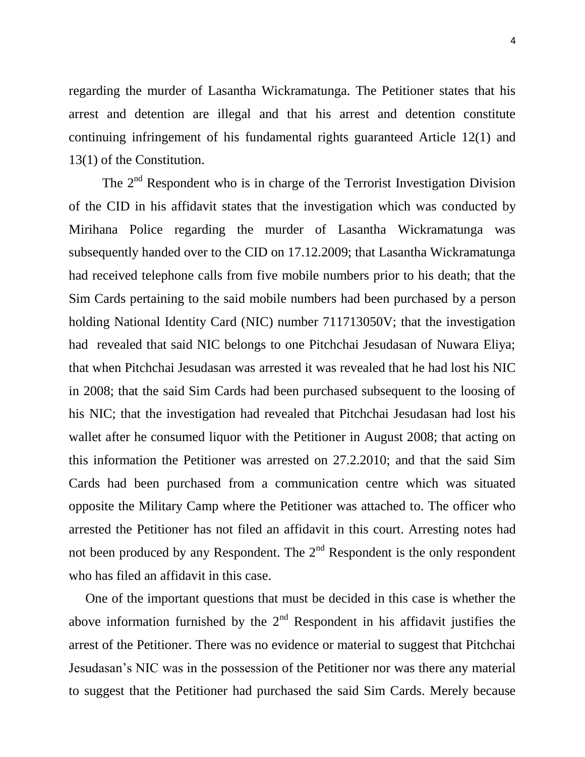regarding the murder of Lasantha Wickramatunga. The Petitioner states that his arrest and detention are illegal and that his arrest and detention constitute continuing infringement of his fundamental rights guaranteed Article 12(1) and 13(1) of the Constitution.

The 2nd Respondent who is in charge of the Terrorist Investigation Division of the CID in his affidavit states that the investigation which was conducted by Mirihana Police regarding the murder of Lasantha Wickramatunga was subsequently handed over to the CID on 17.12.2009; that Lasantha Wickramatunga had received telephone calls from five mobile numbers prior to his death; that the Sim Cards pertaining to the said mobile numbers had been purchased by a person holding National Identity Card (NIC) number 711713050V; that the investigation had revealed that said NIC belongs to one Pitchchai Jesudasan of Nuwara Eliya; that when Pitchchai Jesudasan was arrested it was revealed that he had lost his NIC in 2008; that the said Sim Cards had been purchased subsequent to the loosing of his NIC; that the investigation had revealed that Pitchchai Jesudasan had lost his wallet after he consumed liquor with the Petitioner in August 2008; that acting on this information the Petitioner was arrested on 27.2.2010; and that the said Sim Cards had been purchased from a communication centre which was situated opposite the Military Camp where the Petitioner was attached to. The officer who arrested the Petitioner has not filed an affidavit in this court. Arresting notes had not been produced by any Respondent. The 2nd Respondent is the only respondent who has filed an affidavit in this case.

One of the important questions that must be decided in this case is whether the above information furnished by the 2nd Respondent in his affidavit justifies the arrest of the Petitioner. There was no evidence or material to suggest that Pitchchai Jesudasan's NIC was in the possession of the Petitioner nor was there any material to suggest that the Petitioner had purchased the said Sim Cards. Merely because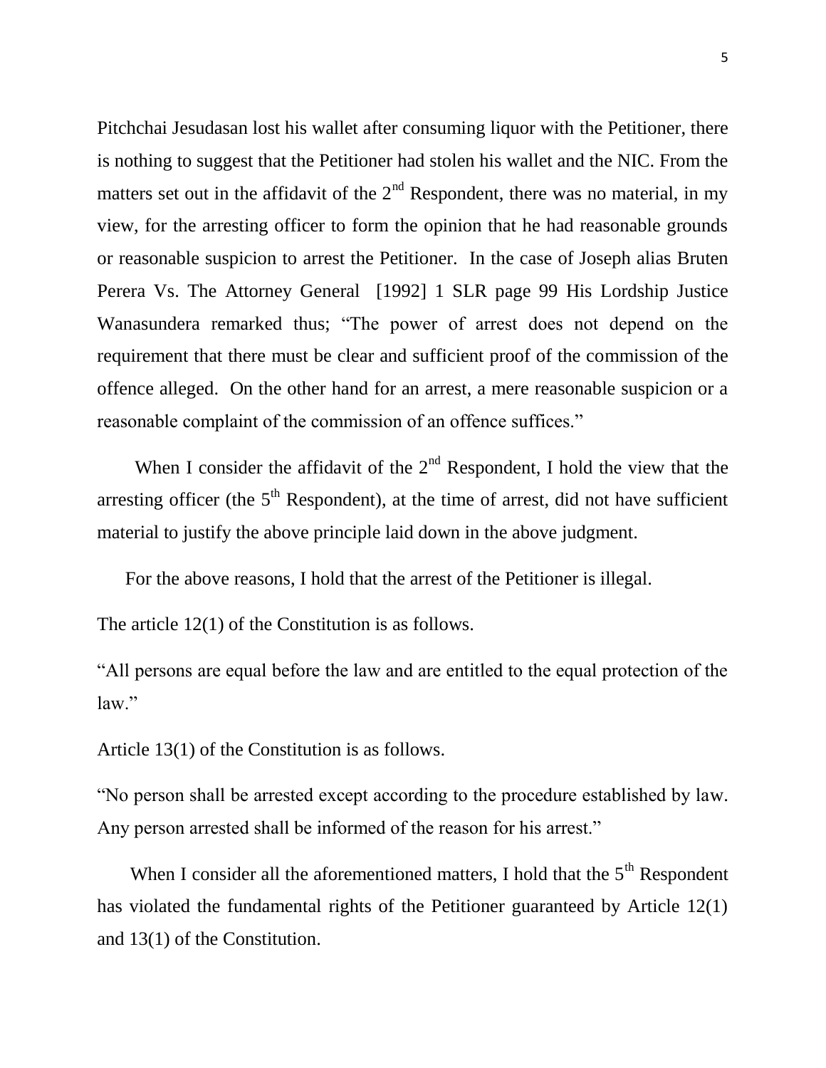Pitchchai Jesudasan lost his wallet after consuming liquor with the Petitioner, there is nothing to suggest that the Petitioner had stolen his wallet and the NIC. From the matters set out in the affidavit of the 2nd Respondent, there was no material, in my view, for the arresting officer to form the opinion that he had reasonable grounds or reasonable suspicion to arrest the Petitioner. In the case of Joseph alias Bruten Perera Vs. The Attorney General [1992] 1 SLR page 99 His Lordship Justice Wanasundera remarked thus; "The power of arrest does not depend on the requirement that there must be clear and sufficient proof of the commission of the offence alleged. On the other hand for an arrest, a mere reasonable suspicion or a reasonable complaint of the commission of an offence suffices."

When I consider the affidavit of the 2nd Respondent, I hold the view that the arresting officer (the 5th Respondent), at the time of arrest, did not have sufficient material to justify the above principle laid down in the above judgment.

For the above reasons, I hold that the arrest of the Petitioner is illegal.

The article 12(1) of the Constitution is as follows.

"All persons are equal before the law and are entitled to the equal protection of the law."

Article 13(1) of the Constitution is as follows.

"No person shall be arrested except according to the procedure established by law. Any person arrested shall be informed of the reason for his arrest."

When I consider all the aforementioned matters, I hold that the 5th Respondent has violated the fundamental rights of the Petitioner guaranteed by Article 12(1) and 13(1) of the Constitution.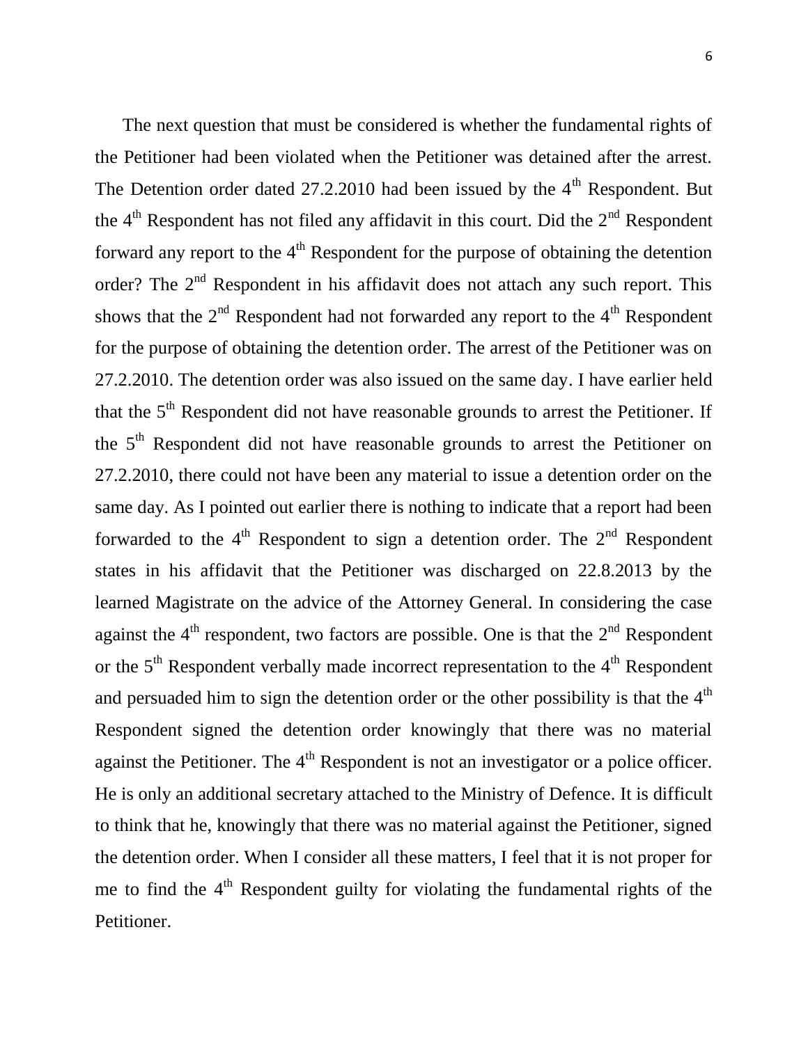The next question that must be considered is whether the fundamental rights of the Petitioner had been violated when the Petitioner was detained after the arrest. The Detention order dated 27.2.2010 had been issued by the 4th Respondent. But the 4th Respondent has not filed any affidavit in this court. Did the 2nd Respondent forward any report to the 4th Respondent for the purpose of obtaining the detention order? The 2nd Respondent in his affidavit does not attach any such report. This shows that the 2nd Respondent had not forwarded any report to the 4th Respondent for the purpose of obtaining the detention order. The arrest of the Petitioner was on 27.2.2010. The detention order was also issued on the same day. I have earlier held that the 5th Respondent did not have reasonable grounds to arrest the Petitioner. If the 5th Respondent did not have reasonable grounds to arrest the Petitioner on 27.2.2010, there could not have been any material to issue a detention order on the same day. As I pointed out earlier there is nothing to indicate that a report had been forwarded to the 4th Respondent to sign a detention order. The 2nd Respondent states in his affidavit that the Petitioner was discharged on 22.8.2013 by the learned Magistrate on the advice of the Attorney General. In considering the case against the 4th respondent, two factors are possible. One is that the 2nd Respondent or the 5th Respondent verbally made incorrect representation to the 4th Respondent and persuaded him to sign the detention order or the other possibility is that the 4th Respondent signed the detention order knowingly that there was no material against the Petitioner. The 4th Respondent is not an investigator or a police officer. He is only an additional secretary attached to the Ministry of Defence. It is difficult to think that he, knowingly that there was no material against the Petitioner, signed the detention order. When I consider all these matters, I feel that it is not proper for me to find the 4th Respondent guilty for violating the fundamental rights of the Petitioner.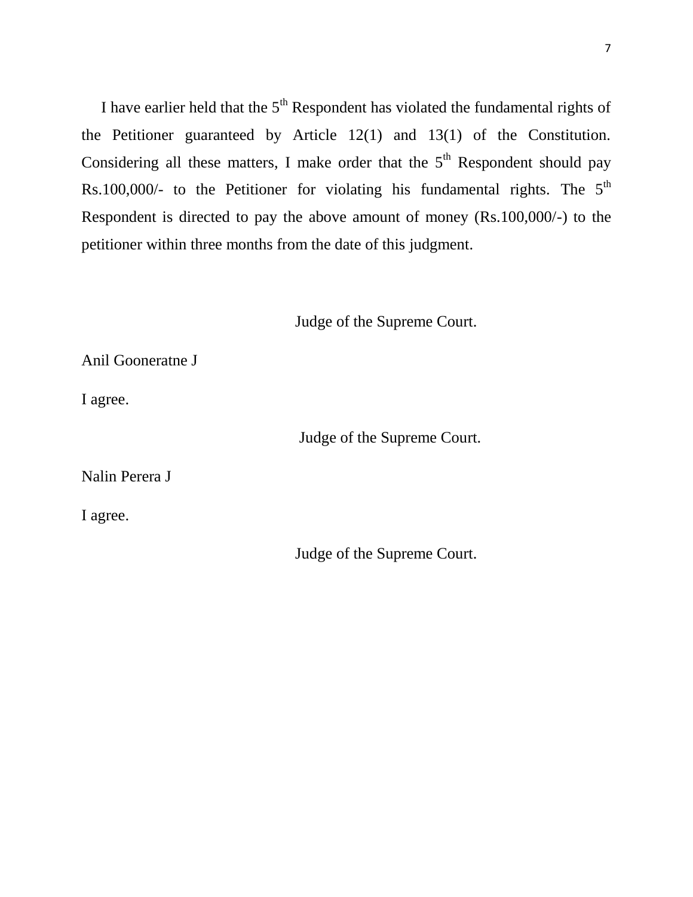I have earlier held that the 5th Respondent has violated the fundamental rights of the Petitioner guaranteed by Article 12(1) and 13(1) of the Constitution. Considering all these matters, I make order that the 5th Respondent should pay Rs.100,000/- to the Petitioner for violating his fundamental rights. The 5th Respondent is directed to pay the above amount of money (Rs.100,000/-) to the petitioner within three months from the date of this judgment.

Judge of the Supreme Court.

Anil Gooneratne J

I agree.

Judge of the Supreme Court.

Nalin Perera J

I agree.

Judge of the Supreme Court.